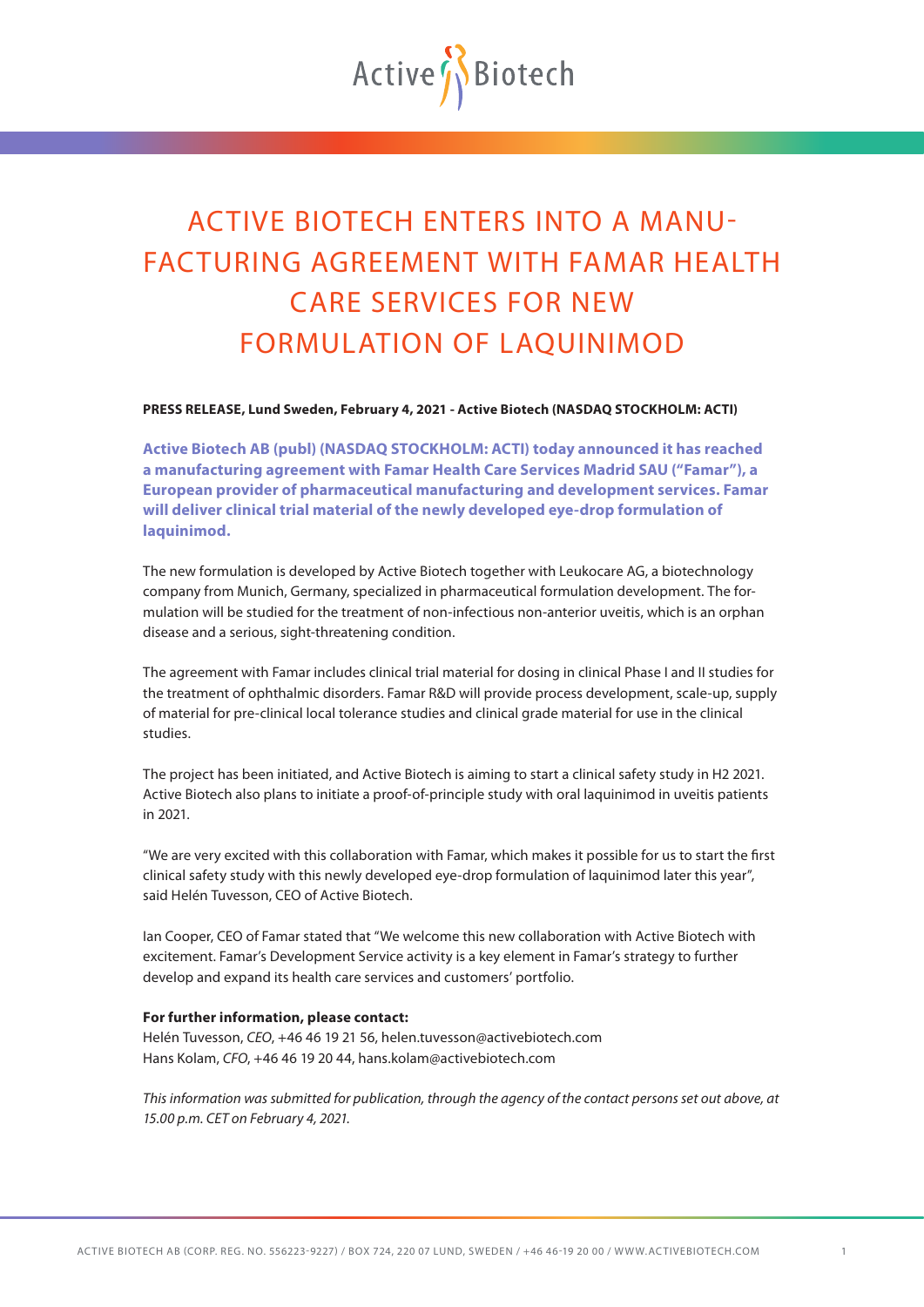# ACTIVE BIOTECH ENTERS INTO A MANUFACTURING AGREEMENT WITH FAMAR HEALTH CARE SERVICES FOR NEW FORMULATION OF LAQUINIMOD

**PRESS RELEASE, Lund Sweden, February 4, 2021 - Active Biotech (NASDAQ STOCKHOLM: ACTI)**

**Active Biotech AB (publ) (NASDAQ STOCKHOLM: ACTI) today announced it has reached a manufacturing agreement with Famar Health Care Services Madrid SAU ("Famar"), a European provider of pharmaceutical manufacturing and development services. Famar will deliver clinical trial material of the newly developed eye-drop formulation of laquinimod.**

The new formulation is developed by Active Biotech together with Leukocare AG, a biotechnology company from Munich, Germany, specialized in pharmaceutical formulation development. The formulation will be studied for the treatment of non-infectious non-anterior uveitis, which is an orphan disease and a serious, sight-threatening condition.

The agreement with Famar includes clinical trial material for dosing in clinical Phase I and II studies for the treatment of ophthalmic disorders. Famar R&D will provide process development, scale-up, supply of material for pre-clinical local tolerance studies and clinical grade material for use in the clinical studies.

The project has been initiated, and Active Biotech is aiming to start a clinical safety study in H2 2021. Active Biotech also plans to initiate a proof-of-principle study with oral laquinimod in uveitis patients in 2021.

"We are very excited with this collaboration with Famar, which makes it possible for us to start the first clinical safety study with this newly developed eye-drop formulation of laquinimod later this year", said Helén Tuvesson, CEO of Active Biotech.

Ian Cooper, CEO of Famar stated that "We welcome this new collaboration with Active Biotech with excitement. Famar's Development Service activity is a key element in Famar's strategy to further develop and expand its health care services and customers' portfolio.

**For further information, please contact:**
Helén Tuvesson, *CEO*, +46 46 19 21 56, helen.tuvesson@activebiotech.com
Hans Kolam, *CFO*, +46 46 19 20 44, hans.kolam@activebiotech.com

*This information was submitted for publication, through the agency of the contact persons set out above, at 15.00 p.m. CET on February 4, 2021.*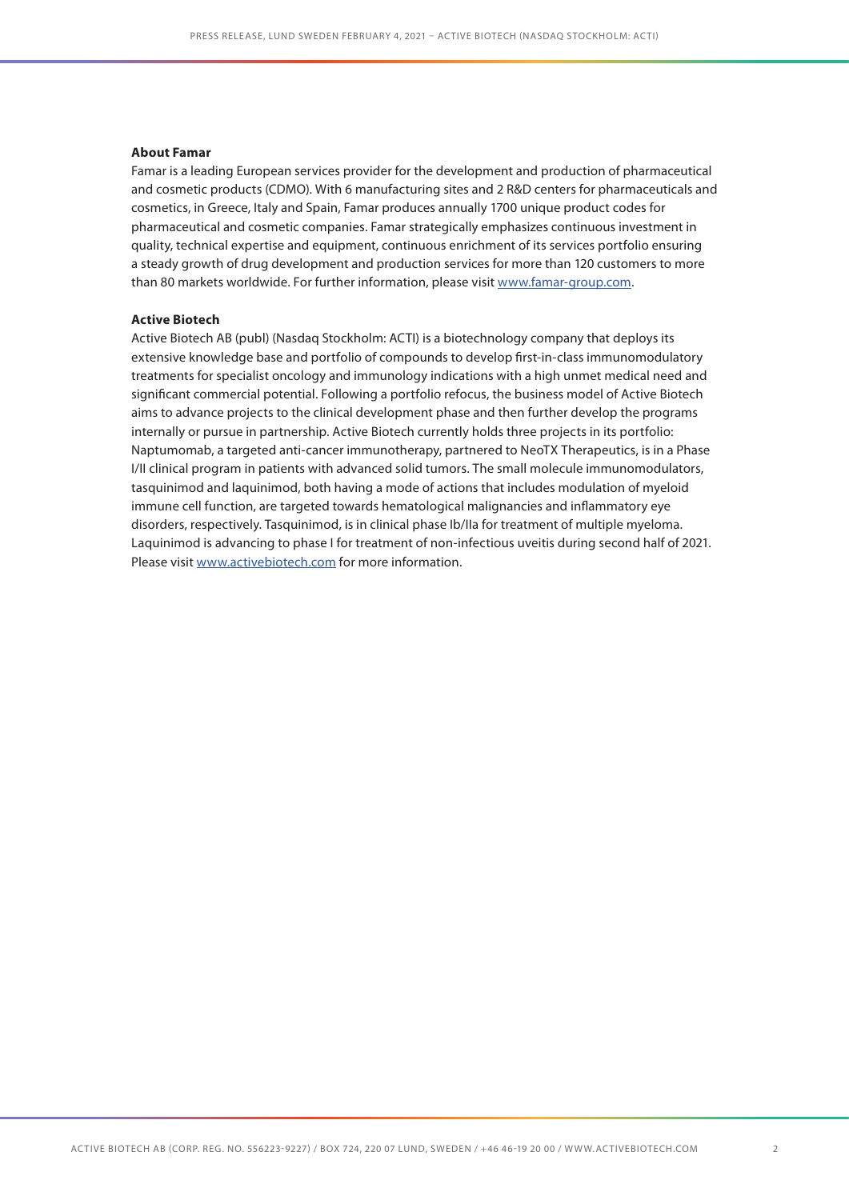**About Famar**

Famar is a leading European services provider for the development and production of pharmaceutical and cosmetic products (CDMO). With 6 manufacturing sites and 2 R&D centers for pharmaceuticals and cosmetics, in Greece, Italy and Spain, Famar produces annually 1700 unique product codes for pharmaceutical and cosmetic companies. Famar strategically emphasizes continuous investment in quality, technical expertise and equipment, continuous enrichment of its services portfolio ensuring a steady growth of drug development and production services for more than 120 customers to more than 80 markets worldwide. For further information, please visit www.famar-group.com.

**Active Biotech**

Active Biotech AB (publ) (Nasdaq Stockholm: ACTI) is a biotechnology company that deploys its extensive knowledge base and portfolio of compounds to develop first-in-class immunomodulatory treatments for specialist oncology and immunology indications with a high unmet medical need and significant commercial potential. Following a portfolio refocus, the business model of Active Biotech aims to advance projects to the clinical development phase and then further develop the programs internally or pursue in partnership. Active Biotech currently holds three projects in its portfolio: Naptumomab, a targeted anti-cancer immunotherapy, partnered to NeoTX Therapeutics, is in a Phase I/II clinical program in patients with advanced solid tumors. The small molecule immunomodulators, tasquinimod and laquinimod, both having a mode of actions that includes modulation of myeloid immune cell function, are targeted towards hematological malignancies and inflammatory eye disorders, respectively. Tasquinimod, is in clinical phase Ib/IIa for treatment of multiple myeloma. Laquinimod is advancing to phase I for treatment of non-infectious uveitis during second half of 2021. Please visit www.activebiotech.com for more information.